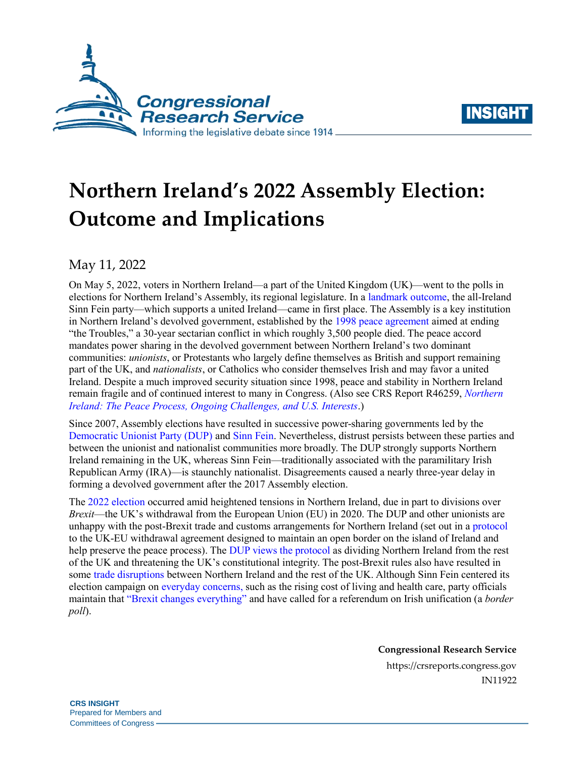# Northern Ireland's 2022 Assembly Election: Outcome and Implications

May 11, 2022

On May 5, 2022, voters in Northern Ireland—a part of the United Kingdom (UK)—went to the polls in elections for Northern Ireland's Assembly, its regional legislature. In a landmark outcome, the all-Ireland Sinn Fein party—which supports a united Ireland—came in first place. The Assembly is a key institution in Northern Ireland's devolved government, established by the 1998 peace agreement aimed at ending "the Troubles," a 30-year sectarian conflict in which roughly 3,500 people died. The peace accord mandates power sharing in the devolved government between Northern Ireland's two dominant communities: *unionists*, or Protestants who largely define themselves as British and support remaining part of the UK, and *nationalists*, or Catholics who consider themselves Irish and may favor a united Ireland. Despite a much improved security situation since 1998, peace and stability in Northern Ireland remain fragile and of continued interest to many in Congress. (Also see CRS Report R46259, *Northern Ireland: The Peace Process, Ongoing Challenges, and U.S. Interests*.)

Since 2007, Assembly elections have resulted in successive power-sharing governments led by the Democratic Unionist Party (DUP) and Sinn Fein. Nevertheless, distrust persists between these parties and between the unionist and nationalist communities more broadly. The DUP strongly supports Northern Ireland remaining in the UK, whereas Sinn Fein—traditionally associated with the paramilitary Irish Republican Army (IRA)—is staunchly nationalist. Disagreements caused a nearly three-year delay in forming a devolved government after the 2017 Assembly election.

The 2022 election occurred amid heightened tensions in Northern Ireland, due in part to divisions over *Brexit*—the UK's withdrawal from the European Union (EU) in 2020. The DUP and other unionists are unhappy with the post-Brexit trade and customs arrangements for Northern Ireland (set out in a protocol to the UK-EU withdrawal agreement designed to maintain an open border on the island of Ireland and help preserve the peace process). The DUP views the protocol as dividing Northern Ireland from the rest of the UK and threatening the UK's constitutional integrity. The post-Brexit rules also have resulted in some trade disruptions between Northern Ireland and the rest of the UK. Although Sinn Fein centered its election campaign on everyday concerns, such as the rising cost of living and health care, party officials maintain that "Brexit changes everything" and have called for a referendum on Irish unification (a *border poll*).

**Congressional Research Service**
https://crsreports.congress.gov
IN11922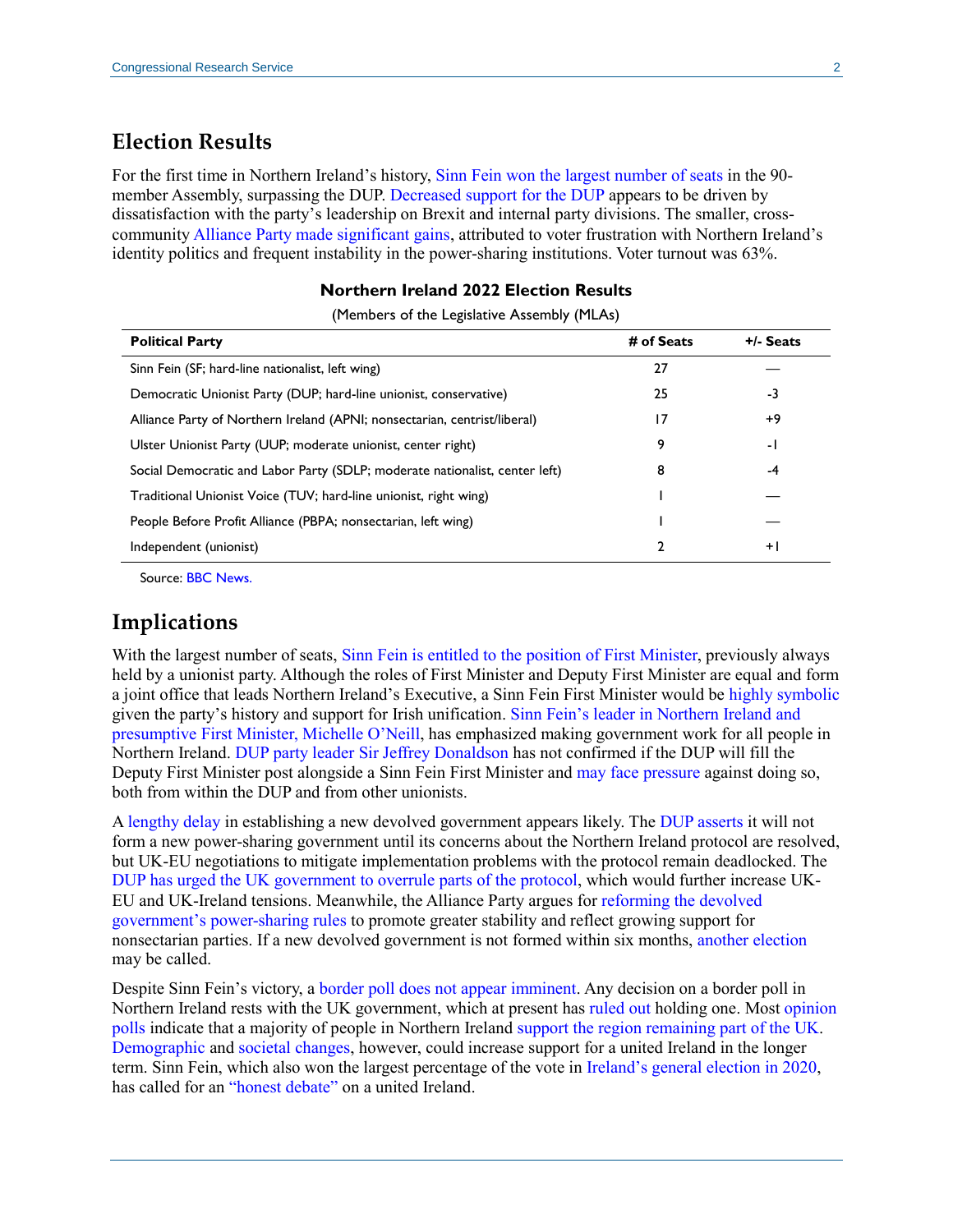## Election Results

For the first time in Northern Ireland's history, Sinn Fein won the largest number of seats in the 90-member Assembly, surpassing the DUP. Decreased support for the DUP appears to be driven by dissatisfaction with the party's leadership on Brexit and internal party divisions. The smaller, cross-community Alliance Party made significant gains, attributed to voter frustration with Northern Ireland's identity politics and frequent instability in the power-sharing institutions. Voter turnout was 63%.

**Northern Ireland 2022 Election Results**

(Members of the Legislative Assembly (MLAs))

| Political Party | # of Seats | +/- Seats |
|---|---|---|
| Sinn Fein (SF; hard-line nationalist, left wing) | 27 | — |
| Democratic Unionist Party (DUP; hard-line unionist, conservative) | 25 | -3 |
| Alliance Party of Northern Ireland (APNI; nonsectarian, centrist/liberal) | 17 | +9 |
| Ulster Unionist Party (UUP; moderate unionist, center right) | 9 | -1 |
| Social Democratic and Labor Party (SDLP; moderate nationalist, center left) | 8 | -4 |
| Traditional Unionist Voice (TUV; hard-line unionist, right wing) | 1 | — |
| People Before Profit Alliance (PBPA; nonsectarian, left wing) | 1 | — |
| Independent (unionist) | 2 | +1 |

Source: BBC News.

## Implications

With the largest number of seats, Sinn Fein is entitled to the position of First Minister, previously always held by a unionist party. Although the roles of First Minister and Deputy First Minister are equal and form a joint office that leads Northern Ireland's Executive, a Sinn Fein First Minister would be highly symbolic given the party's history and support for Irish unification. Sinn Fein's leader in Northern Ireland and presumptive First Minister, Michelle O'Neill, has emphasized making government work for all people in Northern Ireland. DUP party leader Sir Jeffrey Donaldson has not confirmed if the DUP will fill the Deputy First Minister post alongside a Sinn Fein First Minister and may face pressure against doing so, both from within the DUP and from other unionists.

A lengthy delay in establishing a new devolved government appears likely. The DUP asserts it will not form a new power-sharing government until its concerns about the Northern Ireland protocol are resolved, but UK-EU negotiations to mitigate implementation problems with the protocol remain deadlocked. The DUP has urged the UK government to overrule parts of the protocol, which would further increase UK-EU and UK-Ireland tensions. Meanwhile, the Alliance Party argues for reforming the devolved government's power-sharing rules to promote greater stability and reflect growing support for nonsectarian parties. If a new devolved government is not formed within six months, another election may be called.

Despite Sinn Fein's victory, a border poll does not appear imminent. Any decision on a border poll in Northern Ireland rests with the UK government, which at present has ruled out holding one. Most opinion polls indicate that a majority of people in Northern Ireland support the region remaining part of the UK. Demographic and societal changes, however, could increase support for a united Ireland in the longer term. Sinn Fein, which also won the largest percentage of the vote in Ireland's general election in 2020, has called for an "honest debate" on a united Ireland.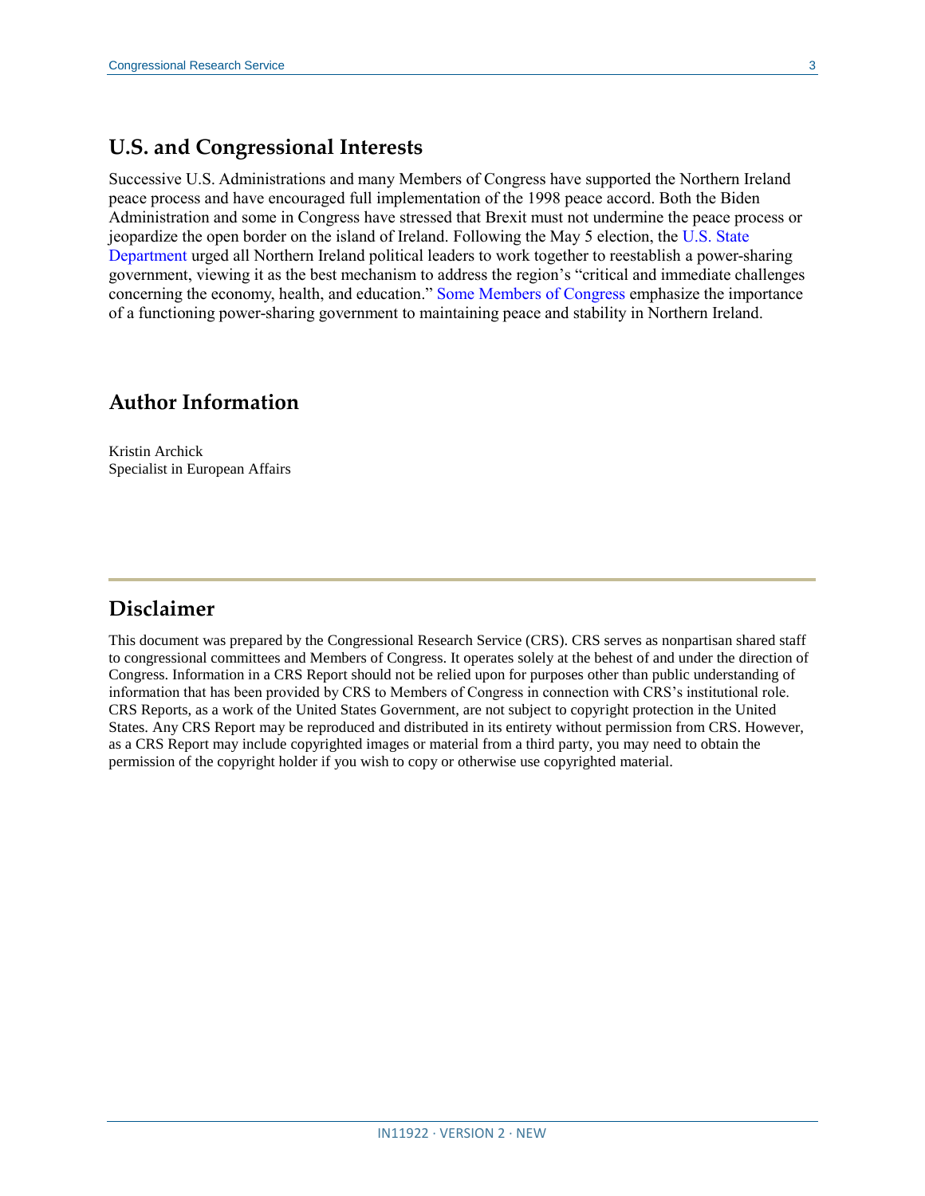## U.S. and Congressional Interests

Successive U.S. Administrations and many Members of Congress have supported the Northern Ireland peace process and have encouraged full implementation of the 1998 peace accord. Both the Biden Administration and some in Congress have stressed that Brexit must not undermine the peace process or jeopardize the open border on the island of Ireland. Following the May 5 election, the U.S. State Department urged all Northern Ireland political leaders to work together to reestablish a power-sharing government, viewing it as the best mechanism to address the region's "critical and immediate challenges concerning the economy, health, and education." Some Members of Congress emphasize the importance of a functioning power-sharing government to maintaining peace and stability in Northern Ireland.

## Author Information

Kristin Archick
Specialist in European Affairs

## Disclaimer

This document was prepared by the Congressional Research Service (CRS). CRS serves as nonpartisan shared staff to congressional committees and Members of Congress. It operates solely at the behest of and under the direction of Congress. Information in a CRS Report should not be relied upon for purposes other than public understanding of information that has been provided by CRS to Members of Congress in connection with CRS's institutional role. CRS Reports, as a work of the United States Government, are not subject to copyright protection in the United States. Any CRS Report may be reproduced and distributed in its entirety without permission from CRS. However, as a CRS Report may include copyrighted images or material from a third party, you may need to obtain the permission of the copyright holder if you wish to copy or otherwise use copyrighted material.